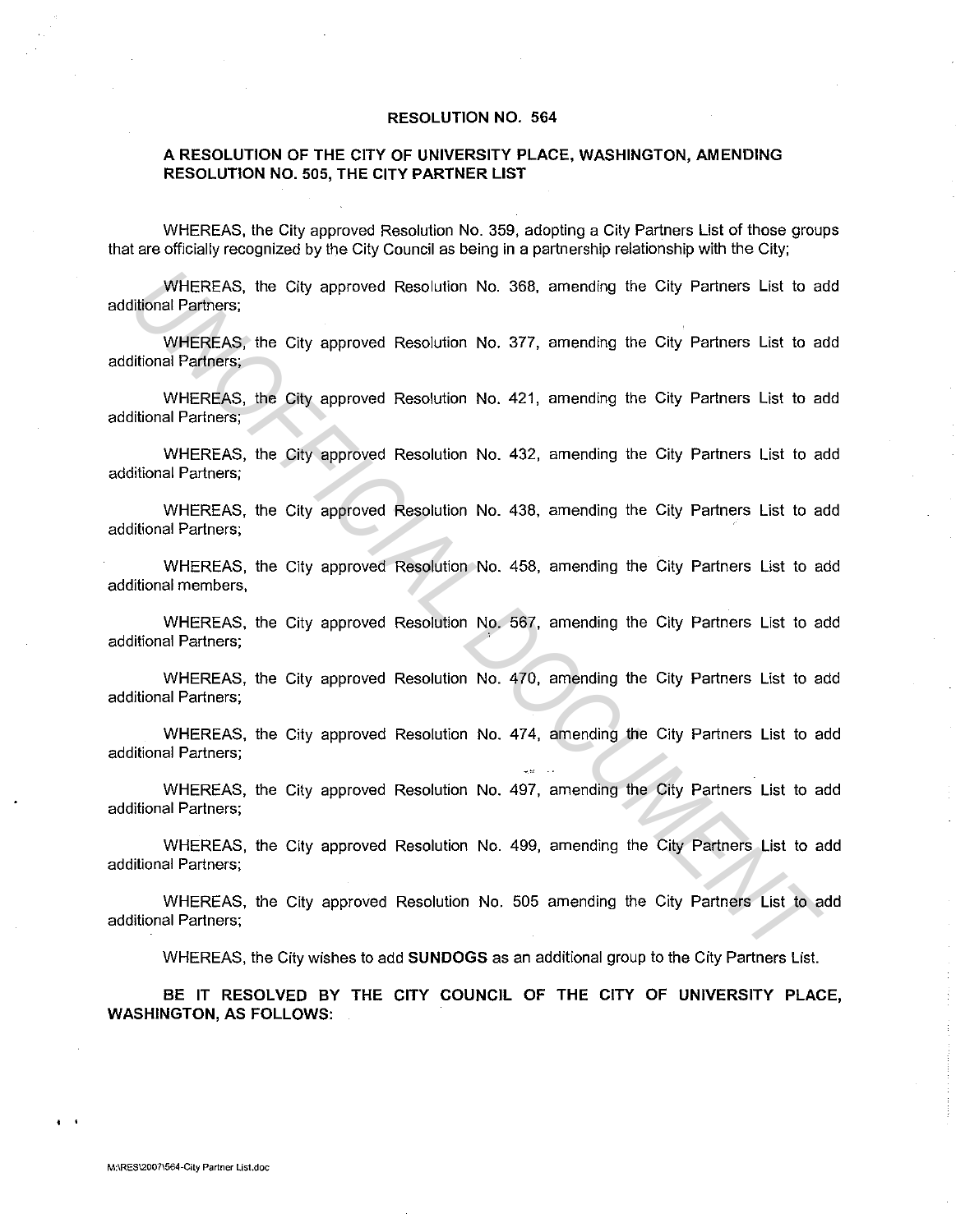# RESOLUTION NO. 564

## A RESOLUTION OF THE CITY OF UNIVERSITY PLACE, WASHINGTON, AMENDING RESOLUTION NO. 505, THE CITY PARTNER LIST

WHEREAS, the City approved Resolution No. 359, adopting a City Partners List of those groups that are officially recognized by the City Council as being in a partnership relationship with the City;

WHEREAS, the City approved Resolution No. 368, amending the City Partners List to add additional Partners;

WHEREAS, the City approved Resolution No. 377, amending the City Partners List to add additional Partners;

WHEREAS, the City approved Resolution No. 421, amending the City Partners List to add additional Partners;

WHEREAS, the City approved Resolution No. 432, amending the City Partners List to add additional Partners;

WHEREAS, the City approved Resolution No. 438, amending the City Partners List to add additional Partners;

WHEREAS, the City approved Resolution No. 458, amending the City Partners List to add additional members,

WHEREAS, the City approved Resolution No. 567, amending the City Partners List to add additional Partners;

WHEREAS, the City approved Resolution No. 470, amending the City Partners List to add additional Partners;

WHEREAS, the City approved Resolution No. 474, amending the City Partners List to add additional Partners;

WHEREAS, the City approved Resolution No. 497, amending the City Partners List to add additional Partners;

WHEREAS, the City approved Resolution No. 499, amending the City Partners List to add additional Partners;

WHEREAS, the City approved Resolution No. 505 amending the City Partners List to add additional Partners;

WHEREAS, the City wishes to add **SUNDOGS** as an additional group to the City Partners List.

**BE IT RESOLVED BY THE CITY COUNCIL OF THE CITY OF UNIVERSITY PLACE, WASHINGTON, AS FOLLOWS:**

M:\RES\2007\564-City Partner List.doc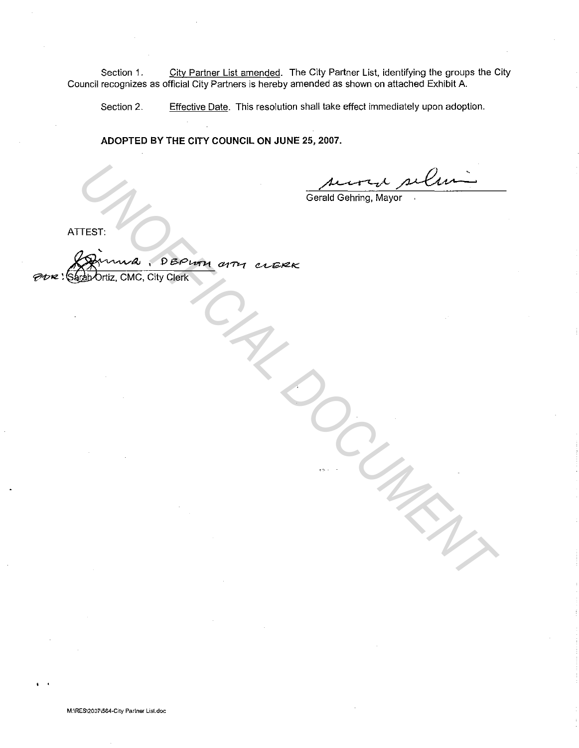Section 1. City Partner List amended. The City Partner List, identifying the groups the City Council recognizes as official City Partners is hereby amended as shown on attached Exhibit A.

Section 2. Effective Date. This resolution shall take effect immediately upon adoption.

**ADOPTED BY THE CITY COUNCIL ON JUNE 25, 2007.**

Gerald Gehring, Mayor

ATTEST:

FOR: Sarah Ortiz, CMC, City Clerk
DEPUTY CITY CLERK

UNOFFICIAL DOCUMENT

M:\RES\2007\564-City Partner List.doc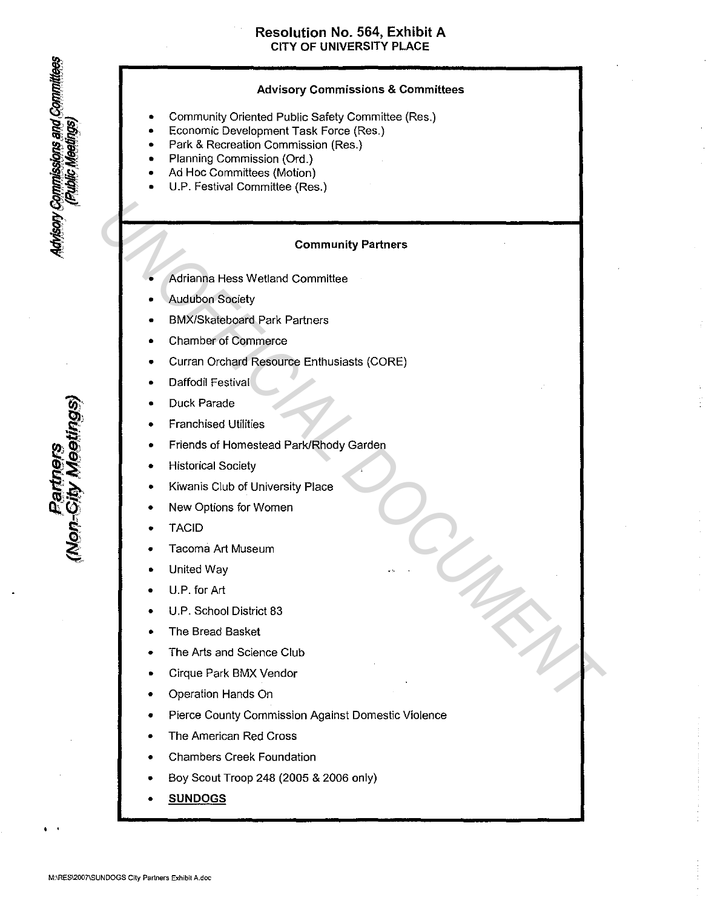# Resolution No. 564, Exhibit A

**CITY OF UNIVERSITY PLACE**

*Advisory Commissions and Committees (Public Meetings)*

### Advisory Commissions & Committees

- Community Oriented Public Safety Committee (Res.)
- Economic Development Task Force (Res.)
- Park & Recreation Commission (Res.)
- Planning Commission (Ord.)
- Ad Hoc Committees (Motion)
- U.P. Festival Committee (Res.)

*Partners (Non-City Meetings)*

### Community Partners

- Adrianna Hess Wetland Committee
- Audubon Society
- BMX/Skateboard Park Partners
- Chamber of Commerce
- Curran Orchard Resource Enthusiasts (CORE)
- Daffodil Festival
- Duck Parade
- Franchised Utilities
- Friends of Homestead Park/Rhody Garden
- Historical Society
- Kiwanis Club of University Place
- New Options for Women
- TACID
- Tacoma Art Museum
- United Way
- U.P. for Art
- U.P. School District 83
- The Bread Basket
- The Arts and Science Club
- Cirque Park BMX Vendor
- Operation Hands On
- Pierce County Commission Against Domestic Violence
- The American Red Cross
- Chambers Creek Foundation
- Boy Scout Troop 248 (2005 & 2006 only)
- **SUNDOGS**

M:\RES\2007\SUNDOGS City Partners Exhibit A.doc